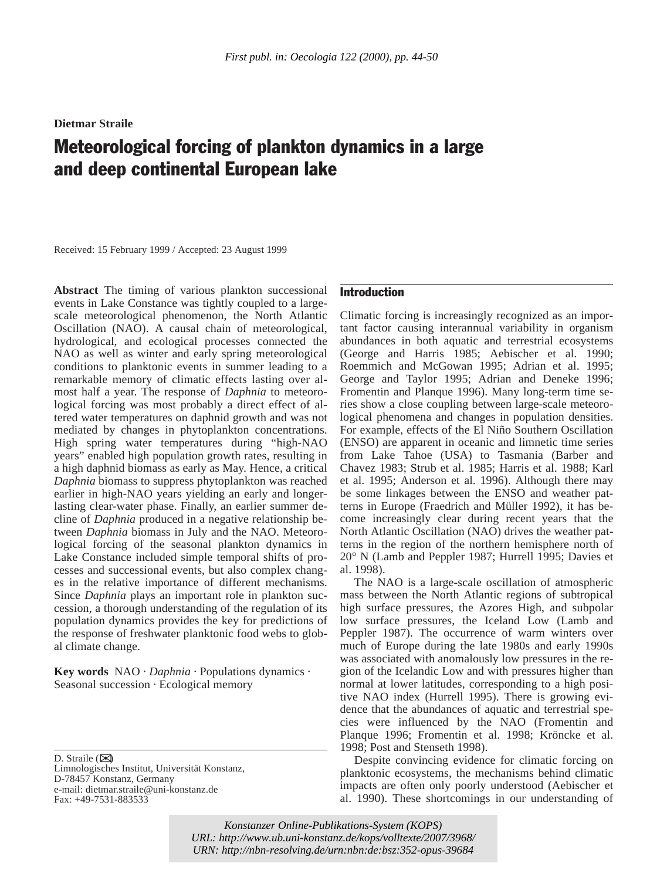First publ. in: Oecologia 122 (2000), pp. 44-50

**Dietmar Straile**

# Meteorological forcing of plankton dynamics in a large and deep continental European lake

Received: 15 February 1999 / Accepted: 23 August 1999

**Abstract** The timing of various plankton successional events in Lake Constance was tightly coupled to a large-scale meteorological phenomenon, the North Atlantic Oscillation (NAO). A causal chain of meteorological, hydrological, and ecological processes connected the NAO as well as winter and early spring meteorological conditions to planktonic events in summer leading to a remarkable memory of climatic effects lasting over almost half a year. The response of *Daphnia* to meteorological forcing was most probably a direct effect of altered water temperatures on daphnid growth and was not mediated by changes in phytoplankton concentrations. High spring water temperatures during "high-NAO years" enabled high population growth rates, resulting in a high daphnid biomass as early as May. Hence, a critical *Daphnia* biomass to suppress phytoplankton was reached earlier in high-NAO years yielding an early and longer-lasting clear-water phase. Finally, an earlier summer decline of *Daphnia* produced in a negative relationship between *Daphnia* biomass in July and the NAO. Meteorological forcing of the seasonal plankton dynamics in Lake Constance included simple temporal shifts of processes and successional events, but also complex changes in the relative importance of different mechanisms. Since *Daphnia* plays an important role in plankton succession, a thorough understanding of the regulation of its population dynamics provides the key for predictions of the response of freshwater planktonic food webs to global climate change.

**Key words** NAO · *Daphnia* · Populations dynamics · Seasonal succession · Ecological memory

D. Straile (✉)
Limnologisches Institut, Universität Konstanz,
D-78457 Konstanz, Germany
e-mail: dietmar.straile@uni-konstanz.de
Fax: +49-7531-883533

## Introduction

Climatic forcing is increasingly recognized as an important factor causing interannual variability in organism abundances in both aquatic and terrestrial ecosystems (George and Harris 1985; Aebischer et al. 1990; Roemmich and McGowan 1995; Adrian et al. 1995; George and Taylor 1995; Adrian and Deneke 1996; Fromentin and Planque 1996). Many long-term time series show a close coupling between large-scale meteorological phenomena and changes in population densities. For example, effects of the El Niño Southern Oscillation (ENSO) are apparent in oceanic and limnetic time series from Lake Tahoe (USA) to Tasmania (Barber and Chavez 1983; Strub et al. 1985; Harris et al. 1988; Karl et al. 1995; Anderson et al. 1996). Although there may be some linkages between the ENSO and weather patterns in Europe (Fraedrich and Müller 1992), it has become increasingly clear during recent years that the North Atlantic Oscillation (NAO) drives the weather patterns in the region of the northern hemisphere north of 20° N (Lamb and Peppler 1987; Hurrell 1995; Davies et al. 1998).

The NAO is a large-scale oscillation of atmospheric mass between the North Atlantic regions of subtropical high surface pressures, the Azores High, and subpolar low surface pressures, the Iceland Low (Lamb and Peppler 1987). The occurrence of warm winters over much of Europe during the late 1980s and early 1990s was associated with anomalously low pressures in the region of the Icelandic Low and with pressures higher than normal at lower latitudes, corresponding to a high positive NAO index (Hurrell 1995). There is growing evidence that the abundances of aquatic and terrestrial species were influenced by the NAO (Fromentin and Planque 1996; Fromentin et al. 1998; Kröncke et al. 1998; Post and Stenseth 1998).

Despite convincing evidence for climatic forcing on planktonic ecosystems, the mechanisms behind climatic impacts are often only poorly understood (Aebischer et al. 1990). These shortcomings in our understanding of

Konstanzer Online-Publikations-System (KOPS)
URL: http://www.ub.uni-konstanz.de/kops/volltexte/2007/3968/
URN: http://nbn-resolving.de/urn:nbn:de:bsz:352-opus-39684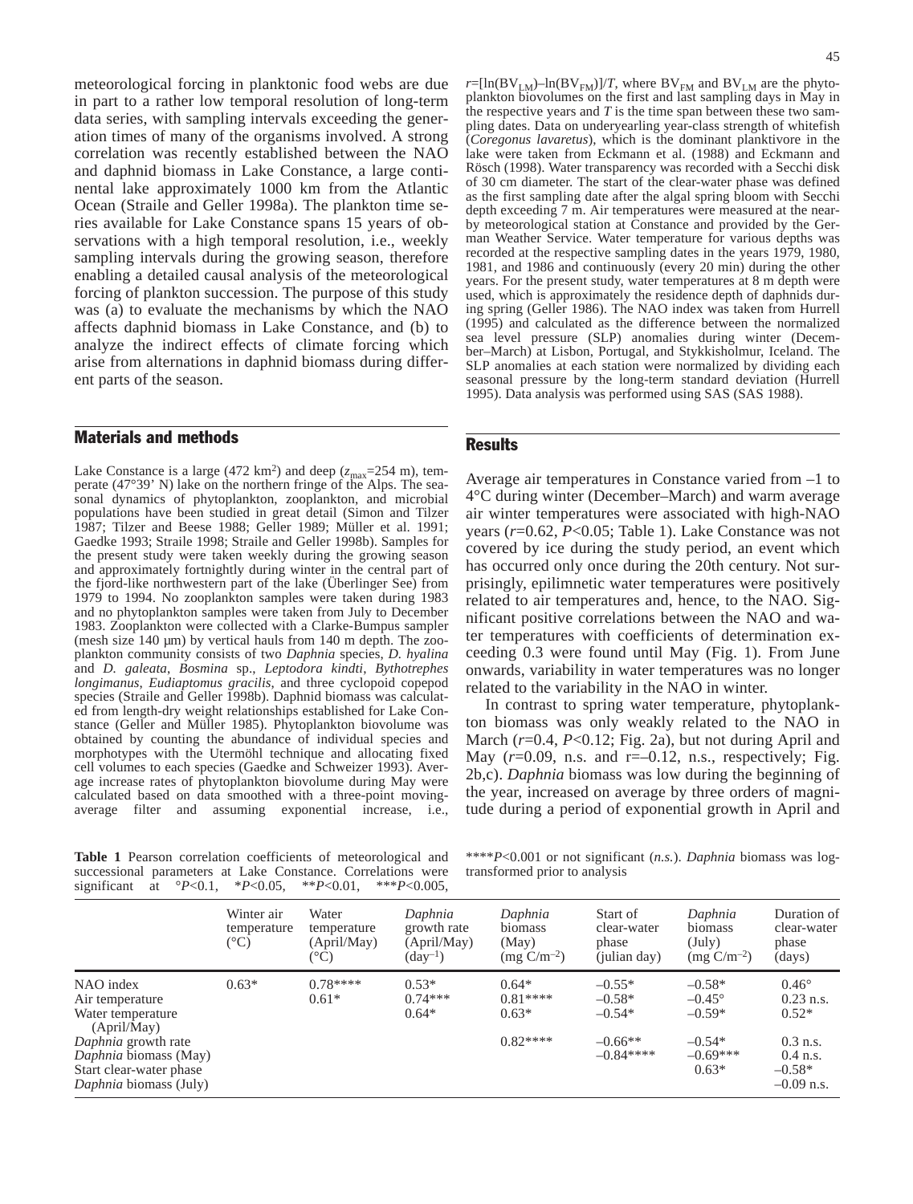meteorological forcing in planktonic food webs are due in part to a rather low temporal resolution of long-term data series, with sampling intervals exceeding the generation times of many of the organisms involved. A strong correlation was recently established between the NAO and daphnid biomass in Lake Constance, a large continental lake approximately 1000 km from the Atlantic Ocean (Straile and Geller 1998a). The plankton time series available for Lake Constance spans 15 years of observations with a high temporal resolution, i.e., weekly sampling intervals during the growing season, therefore enabling a detailed causal analysis of the meteorological forcing of plankton succession. The purpose of this study was (a) to evaluate the mechanisms by which the NAO affects daphnid biomass in Lake Constance, and (b) to analyze the indirect effects of climate forcing which arise from alternations in daphnid biomass during different parts of the season.

## Materials and methods

Lake Constance is a large (472 km$^2$) and deep ($z_{max}$=254 m), temperate (47°39' N) lake on the northern fringe of the Alps. The seasonal dynamics of phytoplankton, zooplankton, and microbial populations have been studied in great detail (Simon and Tilzer 1987; Tilzer and Beese 1988; Geller 1989; Müller et al. 1991; Gaedke 1993; Straile 1998; Straile and Geller 1998b). Samples for the present study were taken weekly during the growing season and approximately fortnightly during winter in the central part of the fjord-like northwestern part of the lake (Überlinger See) from 1979 to 1994. No zooplankton samples were taken during 1983 and no phytoplankton samples were taken from July to December 1983. Zooplankton were collected with a Clarke-Bumpus sampler (mesh size 140 µm) by vertical hauls from 140 m depth. The zooplankton community consists of two *Daphnia* species, *D. hyalina* and *D. galeata*, *Bosmina* sp., *Leptodora kindti*, *Bythotrephes longimanus*, *Eudiaptomus gracilis*, and three cyclopoid copepod species (Straile and Geller 1998b). Daphnid biomass was calculated from length-dry weight relationships established for Lake Constance (Geller and Müller 1985). Phytoplankton biovolume was obtained by counting the abundance of individual species and morphotypes with the Utermöhl technique and allocating fixed cell volumes to each species (Gaedke and Schweizer 1993). Average increase rates of phytoplankton biovolume during May were calculated based on data smoothed with a three-point moving-average filter and assuming exponential increase, i.e., $r=[\ln(BV_{LM})-\ln(BV_{FM})]/T$, where $BV_{FM}$ and $BV_{LM}$ are the phytoplankton biovolumes on the first and last sampling days in May in the respective years and $T$ is the time span between these two sampling dates. Data on underyearling year-class strength of whitefish (*Coregonus lavaretus*), which is the dominant planktivore in the lake were taken from Eckmann et al. (1988) and Eckmann and Rösch (1998). Water transparency was recorded with a Secchi disk of 30 cm diameter. The start of the clear-water phase was defined as the first sampling date after the algal spring bloom with Secchi depth exceeding 7 m. Air temperatures were measured at the nearby meteorological station at Constance and provided by the German Weather Service. Water temperature for various depths was recorded at the respective sampling dates in the years 1979, 1980, 1981, and 1986 and continuously (every 20 min) during the other years. For the present study, water temperatures at 8 m depth were used, which is approximately the residence depth of daphnids during spring (Geller 1986). The NAO index was taken from Hurrell (1995) and calculated as the difference between the normalized sea level pressure (SLP) anomalies during winter (December–March) at Lisbon, Portugal, and Stykkisholmur, Iceland. The SLP anomalies at each station were normalized by dividing each seasonal pressure by the long-term standard deviation (Hurrell 1995). Data analysis was performed using SAS (SAS 1988).

## Results

Average air temperatures in Constance varied from –1 to 4°C during winter (December–March) and warm average air winter temperatures were associated with high-NAO years ($r$=0.62, $P$<0.05; Table 1). Lake Constance was not covered by ice during the study period, an event which has occurred only once during the 20th century. Not surprisingly, epilimnetic water temperatures were positively related to air temperatures and, hence, to the NAO. Significant positive correlations between the NAO and water temperatures with coefficients of determination exceeding 0.3 were found until May (Fig. 1). From June onwards, variability in water temperatures was no longer related to the variability in the NAO in winter.

In contrast to spring water temperature, phytoplankton biomass was only weakly related to the NAO in March ($r$=0.4, $P$<0.12; Fig. 2a), but not during April and May ($r$=0.09, n.s. and r=–0.12, n.s., respectively; Fig. 2b,c). *Daphnia* biomass was low during the beginning of the year, increased on average by three orders of magnitude during a period of exponential growth in April and

**Table 1** Pearson correlation coefficients of meteorological and successional parameters at Lake Constance. Correlations were significant at °$P$<0.1, *$P$<0.05, **$P$<0.01, ***$P$<0.005, ****$P$<0.001 or not significant (*n.s.*). *Daphnia* biomass was log-transformed prior to analysis

| | Winter air temperature (°C) | Water temperature (April/May) (°C) | *Daphnia* growth rate (April/May) (day$^{-1}$) | *Daphnia* biomass (May) (mg C/m$^{-2}$) | Start of clear-water phase (julian day) | *Daphnia* biomass (July) (mg C/m$^{-2}$) | Duration of clear-water phase (days) |
|---|---|---|---|---|---|---|---|
| NAO index | 0.63* | 0.78**** | 0.53* | 0.64* | –0.55* | –0.58* | 0.46° |
| Air temperature | | 0.61* | 0.74*** | 0.81**** | –0.58* | –0.45° | 0.23 n.s. |
| Water temperature (April/May) | | | 0.64* | 0.63* | –0.54* | –0.59* | 0.52* |
| *Daphnia* growth rate | | | | 0.82**** | –0.66** | –0.54* | 0.3 n.s. |
| *Daphnia* biomass (May) | | | | | –0.84**** | –0.69*** | 0.4 n.s. |
| Start clear-water phase | | | | | | 0.63* | –0.58* |
| *Daphnia* biomass (July) | | | | | | | –0.09 n.s. |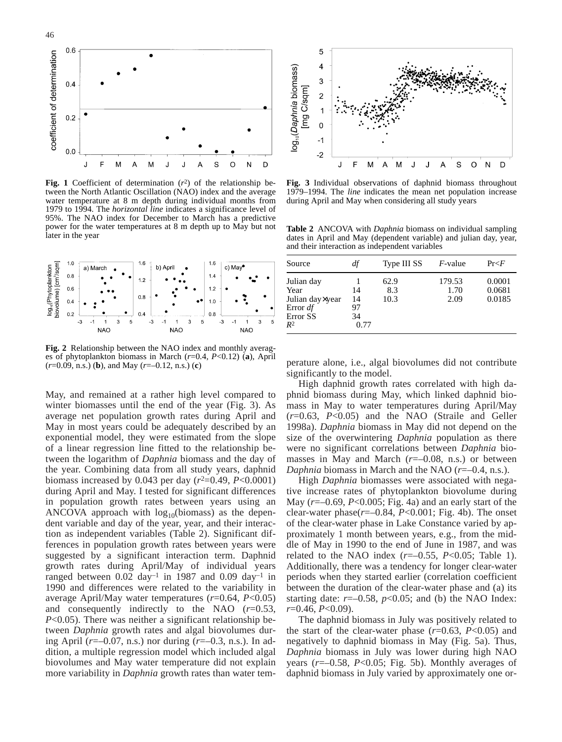**Fig. 1** Coefficient of determination ($r^2$) of the relationship between the North Atlantic Oscillation (NAO) index and the average water temperature at 8 m depth during individual months from 1979 to 1994. The *horizontal line* indicates a significance level of 95%. The NAO index for December to March has a predictive power for the water temperatures at 8 m depth up to May but not later in the year

**Fig. 2** Relationship between the NAO index and monthly averages of phytoplankton biomass in March ($r$=0.4, $P$<0.12) (**a**), April ($r$=0.09, n.s.) (**b**), and May ($r$=–0.12, n.s.) (**c**)

May, and remained at a rather high level compared to winter biomasses until the end of the year (Fig. 3). As average net population growth rates during April and May in most years could be adequately described by an exponential model, they were estimated from the slope of a linear regression line fitted to the relationship between the logarithm of *Daphnia* biomass and the day of the year. Combining data from all study years, daphnid biomass increased by 0.043 per day ($r^2$=0.49, $P$<0.0001) during April and May. I tested for significant differences in population growth rates between years using an ANCOVA approach with $\log_{10}$(biomass) as the dependent variable and day of the year, year, and their interaction as independent variables (Table 2). Significant differences in population growth rates between years were suggested by a significant interaction term. Daphnid growth rates during April/May of individual years ranged between 0.02 day$^{-1}$ in 1987 and 0.09 day$^{-1}$ in 1990 and differences were related to the variability in average April/May water temperatures ($r$=0.64, $P$<0.05) and consequently indirectly to the NAO ($r$=0.53, $P$<0.05). There was neither a significant relationship between *Daphnia* growth rates and algal biovolumes during April ($r$=–0.07, n.s.) nor during ($r$=–0.3, n.s.). In addition, a multiple regression model which included algal biovolumes and May water temperature did not explain more variability in *Daphnia* growth rates than water temperature alone, i.e., algal biovolumes did not contribute significantly to the model.

**Fig. 3** Individual observations of daphnid biomass throughout 1979–1994. The *line* indicates the mean net population increase during April and May when considering all study years

**Table 2** ANCOVA with *Daphnia* biomass on individual sampling dates in April and May (dependent variable) and julian day, year, and their interaction as independent variables

| Source | *df* | Type III SS | *F*-value | Pr<*F* |
|---|---|---|---|---|
| Julian day | 1 | 62.9 | 179.53 | 0.0001 |
| Year | 14 | 8.3 | 1.70 | 0.0681 |
| Julian day×year | 14 | 10.3 | 2.09 | 0.0185 |
| Error *df* | 97 | | | |
| Error SS | 34 | | | |
| $R^2$ | 0.77 | | | |

High daphnid growth rates correlated with high daphnid biomass during May, which linked daphnid biomass in May to water temperatures during April/May ($r$=0.63, $P$<0.05) and the NAO (Straile and Geller 1998a). *Daphnia* biomass in May did not depend on the size of the overwintering *Daphnia* population as there were no significant correlations between *Daphnia* biomasses in May and March ($r$=–0.08, n.s.) or between *Daphnia* biomass in March and the NAO ($r$=–0.4, n.s.).

High *Daphnia* biomasses were associated with negative increase rates of phytoplankton biovolume during May ($r$=–0.69, $P$<0.005; Fig. 4a) and an early start of the clear-water phase($r$=–0.84, $P$<0.001; Fig. 4b). The onset of the clear-water phase in Lake Constance varied by approximately 1 month between years, e.g., from the middle of May in 1990 to the end of June in 1987, and was related to the NAO index ($r$=–0.55, $P$<0.05; Table 1). Additionally, there was a tendency for longer clear-water periods when they started earlier (correlation coefficient between the duration of the clear-water phase and (a) its starting date: $r$=–0.58, $p$<0.05; and (b) the NAO Index: $r$=0.46, $P$<0.09).

The daphnid biomass in July was positively related to the start of the clear-water phase ($r$=0.63, $P$<0.05) and negatively to daphnid biomass in May (Fig. 5a). Thus, *Daphnia* biomass in July was lower during high NAO years ($r$=–0.58, $P$<0.05; Fig. 5b). Monthly averages of daphnid biomass in July varied by approximately one or-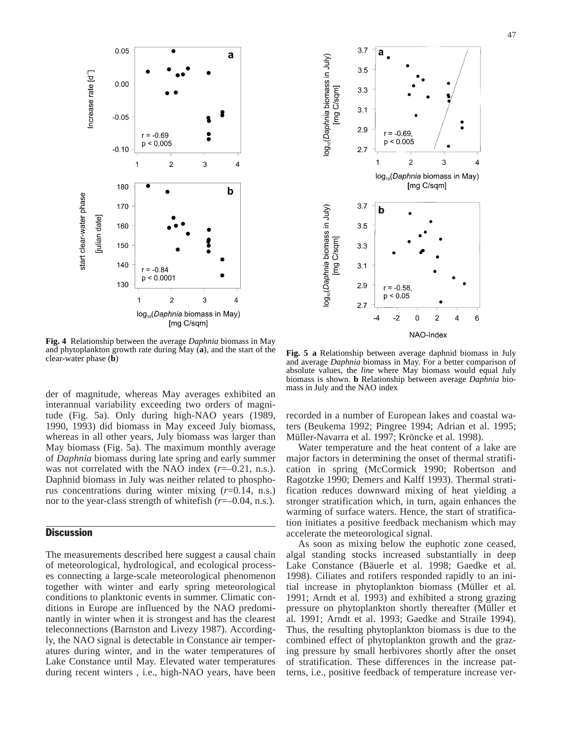**Fig. 4** Relationship between the average *Daphnia* biomass in May and phytoplankton growth rate during May (**a**), and the start of the clear-water phase (**b**)

**Fig. 5** **a** Relationship between average daphnid biomass in July and average *Daphnia* biomass in May. For a better comparison of absolute values, the *line* where May biomass would equal July biomass is shown. **b** Relationship between average *Daphnia* biomass in July and the NAO index

der of magnitude, whereas May averages exhibited an interannual variability exceeding two orders of magnitude (Fig. 5a). Only during high-NAO years (1989, 1990, 1993) did biomass in May exceed July biomass, whereas in all other years, July biomass was larger than May biomass (Fig. 5a). The maximum monthly average of *Daphnia* biomass during late spring and early summer was not correlated with the NAO index ($r$=–0.21, n.s.). Daphnid biomass in July was neither related to phosphorus concentrations during winter mixing ($r$=0.14, n.s.) nor to the year-class strength of whitefish ($r$=–0.04, n.s.).

## Discussion

The measurements described here suggest a causal chain of meteorological, hydrological, and ecological processes connecting a large-scale meteorological phenomenon together with winter and early spring meteorological conditions to planktonic events in summer. Climatic conditions in Europe are influenced by the NAO predominantly in winter when it is strongest and has the clearest teleconnections (Barnston and Livezy 1987). Accordingly, the NAO signal is detectable in Constance air temperatures during winter, and in the water temperatures of Lake Constance until May. Elevated water temperatures during recent winters , i.e., high-NAO years, have been recorded in a number of European lakes and coastal waters (Beukema 1992; Pingree 1994; Adrian et al. 1995; Müller-Navarra et al. 1997; Kröncke et al. 1998).

Water temperature and the heat content of a lake are major factors in determining the onset of thermal stratification in spring (McCormick 1990; Robertson and Ragotzke 1990; Demers and Kalff 1993). Thermal stratification reduces downward mixing of heat yielding a stronger stratification which, in turn, again enhances the warming of surface waters. Hence, the start of stratification initiates a positive feedback mechanism which may accelerate the meteorological signal.

As soon as mixing below the euphotic zone ceased, algal standing stocks increased substantially in deep Lake Constance (Bäuerle et al. 1998; Gaedke et al. 1998). Ciliates and rotifers responded rapidly to an initial increase in phytoplankton biomass (Müller et al. 1991; Arndt et al. 1993) and exhibited a strong grazing pressure on phytoplankton shortly thereafter (Müller et al. 1991; Arndt et al. 1993; Gaedke and Straile 1994). Thus, the resulting phytoplankton biomass is due to the combined effect of phytoplankton growth and the grazing pressure by small herbivores shortly after the onset of stratification. These differences in the increase patterns, i.e., positive feedback of temperature increase ver-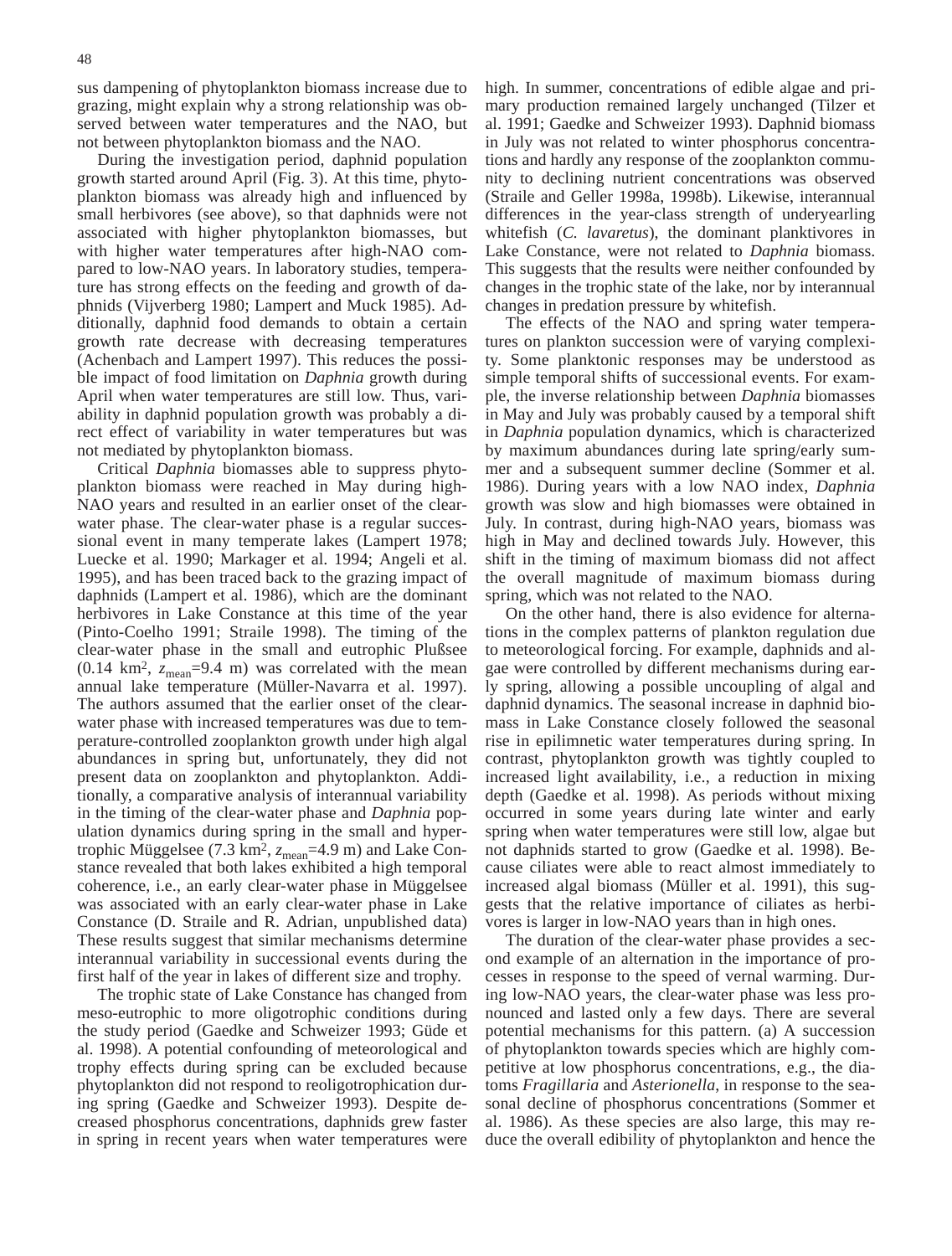sus dampening of phytoplankton biomass increase due to grazing, might explain why a strong relationship was observed between water temperatures and the NAO, but not between phytoplankton biomass and the NAO.

During the investigation period, daphnid population growth started around April (Fig. 3). At this time, phytoplankton biomass was already high and influenced by small herbivores (see above), so that daphnids were not associated with higher phytoplankton biomasses, but with higher water temperatures after high-NAO compared to low-NAO years. In laboratory studies, temperature has strong effects on the feeding and growth of daphnids (Vijverberg 1980; Lampert and Muck 1985). Additionally, daphnid food demands to obtain a certain growth rate decrease with decreasing temperatures (Achenbach and Lampert 1997). This reduces the possible impact of food limitation on *Daphnia* growth during April when water temperatures are still low. Thus, variability in daphnid population growth was probably a direct effect of variability in water temperatures but was not mediated by phytoplankton biomass.

Critical *Daphnia* biomasses able to suppress phytoplankton biomass were reached in May during high-NAO years and resulted in an earlier onset of the clear-water phase. The clear-water phase is a regular successional event in many temperate lakes (Lampert 1978; Luecke et al. 1990; Markager et al. 1994; Angeli et al. 1995), and has been traced back to the grazing impact of daphnids (Lampert et al. 1986), which are the dominant herbivores in Lake Constance at this time of the year (Pinto-Coelho 1991; Straile 1998). The timing of the clear-water phase in the small and eutrophic Plußsee (0.14 km$^2$, $z_{mean}$=9.4 m) was correlated with the mean annual lake temperature (Müller-Navarra et al. 1997). The authors assumed that the earlier onset of the clear-water phase with increased temperatures was due to temperature-controlled zooplankton growth under high algal abundances in spring but, unfortunately, they did not present data on zooplankton and phytoplankton. Additionally, a comparative analysis of interannual variability in the timing of the clear-water phase and *Daphnia* population dynamics during spring in the small and hypertrophic Müggelsee (7.3 km$^2$, $z_{mean}$=4.9 m) and Lake Constance revealed that both lakes exhibited a high temporal coherence, i.e., an early clear-water phase in Müggelsee was associated with an early clear-water phase in Lake Constance (D. Straile and R. Adrian, unpublished data) These results suggest that similar mechanisms determine interannual variability in successional events during the first half of the year in lakes of different size and trophy.

The trophic state of Lake Constance has changed from meso-eutrophic to more oligotrophic conditions during the study period (Gaedke and Schweizer 1993; Güde et al. 1998). A potential confounding of meteorological and trophy effects during spring can be excluded because phytoplankton did not respond to reoligotrophication during spring (Gaedke and Schweizer 1993). Despite decreased phosphorus concentrations, daphnids grew faster in spring in recent years when water temperatures were high. In summer, concentrations of edible algae and primary production remained largely unchanged (Tilzer et al. 1991; Gaedke and Schweizer 1993). Daphnid biomass in July was not related to winter phosphorus concentrations and hardly any response of the zooplankton community to declining nutrient concentrations was observed (Straile and Geller 1998a, 1998b). Likewise, interannual differences in the year-class strength of underyearling whitefish (*C. lavaretus*), the dominant planktivores in Lake Constance, were not related to *Daphnia* biomass. This suggests that the results were neither confounded by changes in the trophic state of the lake, nor by interannual changes in predation pressure by whitefish.

The effects of the NAO and spring water temperatures on plankton succession were of varying complexity. Some planktonic responses may be understood as simple temporal shifts of successional events. For example, the inverse relationship between *Daphnia* biomasses in May and July was probably caused by a temporal shift in *Daphnia* population dynamics, which is characterized by maximum abundances during late spring/early summer and a subsequent summer decline (Sommer et al. 1986). During years with a low NAO index, *Daphnia* growth was slow and high biomasses were obtained in July. In contrast, during high-NAO years, biomass was high in May and declined towards July. However, this shift in the timing of maximum biomass did not affect the overall magnitude of maximum biomass during spring, which was not related to the NAO.

On the other hand, there is also evidence for alternations in the complex patterns of plankton regulation due to meteorological forcing. For example, daphnids and algae were controlled by different mechanisms during early spring, allowing a possible uncoupling of algal and daphnid dynamics. The seasonal increase in daphnid biomass in Lake Constance closely followed the seasonal rise in epilimnetic water temperatures during spring. In contrast, phytoplankton growth was tightly coupled to increased light availability, i.e., a reduction in mixing depth (Gaedke et al. 1998). As periods without mixing occurred in some years during late winter and early spring when water temperatures were still low, algae but not daphnids started to grow (Gaedke et al. 1998). Because ciliates were able to react almost immediately to increased algal biomass (Müller et al. 1991), this suggests that the relative importance of ciliates as herbivores is larger in low-NAO years than in high ones.

The duration of the clear-water phase provides a second example of an alternation in the importance of processes in response to the speed of vernal warming. During low-NAO years, the clear-water phase was less pronounced and lasted only a few days. There are several potential mechanisms for this pattern. (a) A succession of phytoplankton towards species which are highly competitive at low phosphorus concentrations, e.g., the diatoms *Fragillaria* and *Asterionella*, in response to the seasonal decline of phosphorus concentrations (Sommer et al. 1986). As these species are also large, this may reduce the overall edibility of phytoplankton and hence the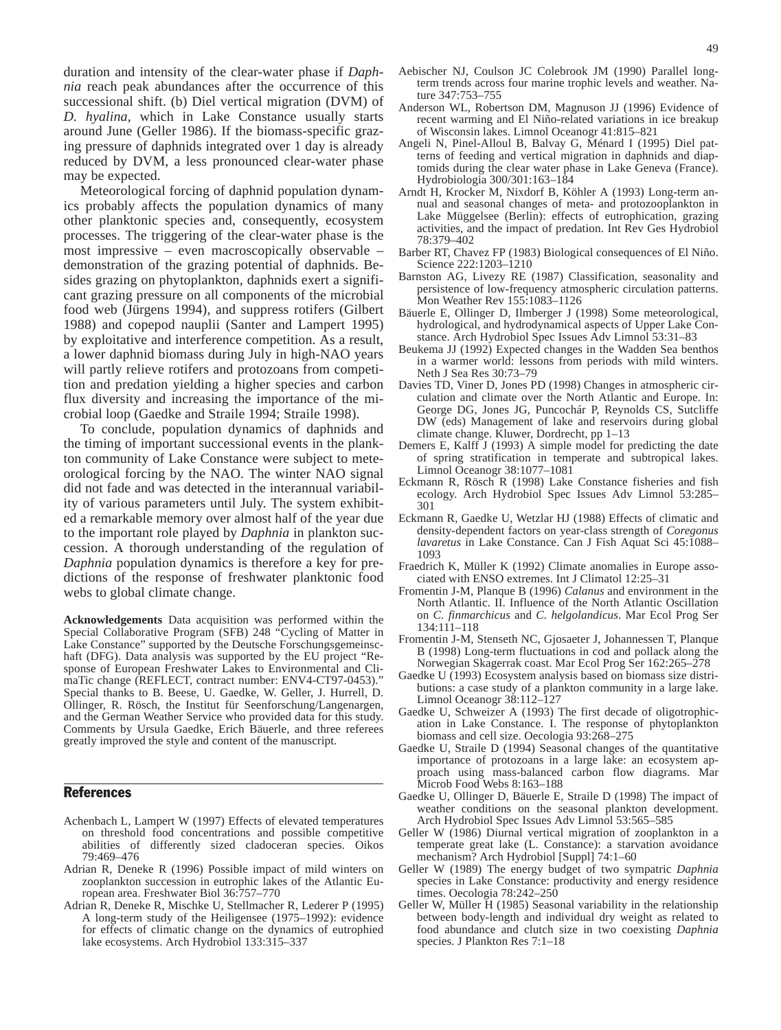duration and intensity of the clear-water phase if *Daphnia* reach peak abundances after the occurrence of this successional shift. (b) Diel vertical migration (DVM) of *D. hyalina*, which in Lake Constance usually starts around June (Geller 1986). If the biomass-specific grazing pressure of daphnids integrated over 1 day is already reduced by DVM, a less pronounced clear-water phase may be expected.

Meteorological forcing of daphnid population dynamics probably affects the population dynamics of many other planktonic species and, consequently, ecosystem processes. The triggering of the clear-water phase is the most impressive – even macroscopically observable – demonstration of the grazing potential of daphnids. Besides grazing on phytoplankton, daphnids exert a significant grazing pressure on all components of the microbial food web (Jürgens 1994), and suppress rotifers (Gilbert 1988) and copepod nauplii (Santer and Lampert 1995) by exploitative and interference competition. As a result, a lower daphnid biomass during July in high-NAO years will partly relieve rotifers and protozoans from competition and predation yielding a higher species and carbon flux diversity and increasing the importance of the microbial loop (Gaedke and Straile 1994; Straile 1998).

To conclude, population dynamics of daphnids and the timing of important successional events in the plankton community of Lake Constance were subject to meteorological forcing by the NAO. The winter NAO signal did not fade and was detected in the interannual variability of various parameters until July. The system exhibited a remarkable memory over almost half of the year due to the important role played by *Daphnia* in plankton succession. A thorough understanding of the regulation of *Daphnia* population dynamics is therefore a key for predictions of the response of freshwater planktonic food webs to global climate change.

**Acknowledgements** Data acquisition was performed within the Special Collaborative Program (SFB) 248 "Cycling of Matter in Lake Constance" supported by the Deutsche Forschungsgemeinschaft (DFG). Data analysis was supported by the EU project "Response of European Freshwater Lakes to Environmental and CliMaTic change (REFLECT, contract number: ENV4-CT97-0453)." Special thanks to B. Beese, U. Gaedke, W. Geller, J. Hurrell, D. Ollinger, R. Rösch, the Institut für Seenforschung/Langenargen, and the German Weather Service who provided data for this study. Comments by Ursula Gaedke, Erich Bäuerle, and three referees greatly improved the style and content of the manuscript.

## References

Achenbach L, Lampert W (1997) Effects of elevated temperatures on threshold food concentrations and possible competitive abilities of differently sized cladoceran species. Oikos 79:469–476

Adrian R, Deneke R (1996) Possible impact of mild winters on zooplankton succession in eutrophic lakes of the Atlantic European area. Freshwater Biol 36:757–770

Adrian R, Deneke R, Mischke U, Stellmacher R, Lederer P (1995) A long-term study of the Heiligensee (1975–1992): evidence for effects of climatic change on the dynamics of eutrophied lake ecosystems. Arch Hydrobiol 133:315–337

Aebischer NJ, Coulson JC Colebrook JM (1990) Parallel long-term trends across four marine trophic levels and weather. Nature 347:753–755

Anderson WL, Robertson DM, Magnuson JJ (1996) Evidence of recent warming and El Niño-related variations in ice breakup of Wisconsin lakes. Limnol Oceanogr 41:815–821

Angeli N, Pinel-Alloul B, Balvay G, Ménard I (1995) Diel patterns of feeding and vertical migration in daphnids and diaptomids during the clear water phase in Lake Geneva (France). Hydrobiologia 300/301:163–184

Arndt H, Krocker M, Nixdorf B, Köhler A (1993) Long-term annual and seasonal changes of meta- and protozooplankton in Lake Müggelsee (Berlin): effects of eutrophication, grazing activities, and the impact of predation. Int Rev Ges Hydrobiol 78:379–402

Barber RT, Chavez FP (1983) Biological consequences of El Niño. Science 222:1203–1210

Barnston AG, Livezy RE (1987) Classification, seasonality and persistence of low-frequency atmospheric circulation patterns. Mon Weather Rev 155:1083–1126

Bäuerle E, Ollinger D, Ilmberger J (1998) Some meteorological, hydrological, and hydrodynamical aspects of Upper Lake Constance. Arch Hydrobiol Spec Issues Adv Limnol 53:31–83

Beukema JJ (1992) Expected changes in the Wadden Sea benthos in a warmer world: lessons from periods with mild winters. Neth J Sea Res 30:73–79

Davies TD, Viner D, Jones PD (1998) Changes in atmospheric circulation and climate over the North Atlantic and Europe. In: George DG, Jones JG, Puncochár P, Reynolds CS, Sutcliffe DW (eds) Management of lake and reservoirs during global climate change. Kluwer, Dordrecht, pp 1–13

Demers E, Kalff J (1993) A simple model for predicting the date of spring stratification in temperate and subtropical lakes. Limnol Oceanogr 38:1077–1081

Eckmann R, Rösch R (1998) Lake Constance fisheries and fish ecology. Arch Hydrobiol Spec Issues Adv Limnol 53:285–301

Eckmann R, Gaedke U, Wetzlar HJ (1988) Effects of climatic and density-dependent factors on year-class strength of *Coregonus lavaretus* in Lake Constance. Can J Fish Aquat Sci 45:1088–1093

Fraedrich K, Müller K (1992) Climate anomalies in Europe associated with ENSO extremes. Int J Climatol 12:25–31

Fromentin J-M, Planque B (1996) *Calanus* and environment in the North Atlantic. II. Influence of the North Atlantic Oscillation on *C. finmarchicus* and *C. helgolandicus*. Mar Ecol Prog Ser 134:111–118

Fromentin J-M, Stenseth NC, Gjosaeter J, Johannessen T, Planque B (1998) Long-term fluctuations in cod and pollack along the Norwegian Skagerrak coast. Mar Ecol Prog Ser 162:265–278

Gaedke U (1993) Ecosystem analysis based on biomass size distributions: a case study of a plankton community in a large lake. Limnol Oceanogr 38:112–127

Gaedke U, Schweizer A (1993) The first decade of oligotrophication in Lake Constance. I. The response of phytoplankton biomass and cell size. Oecologia 93:268–275

Gaedke U, Straile D (1994) Seasonal changes of the quantitative importance of protozoans in a large lake: an ecosystem approach using mass-balanced carbon flow diagrams. Mar Microb Food Webs 8:163–188

Gaedke U, Ollinger D, Bäuerle E, Straile D (1998) The impact of weather conditions on the seasonal plankton development. Arch Hydrobiol Spec Issues Adv Limnol 53:565–585

Geller W (1986) Diurnal vertical migration of zooplankton in a temperate great lake (L. Constance): a starvation avoidance mechanism? Arch Hydrobiol [Suppl] 74:1–60

Geller W (1989) The energy budget of two sympatric *Daphnia* species in Lake Constance: productivity and energy residence times. Oecologia 78:242–250

Geller W, Müller H (1985) Seasonal variability in the relationship between body-length and individual dry weight as related to food abundance and clutch size in two coexisting *Daphnia* species. J Plankton Res 7:1–18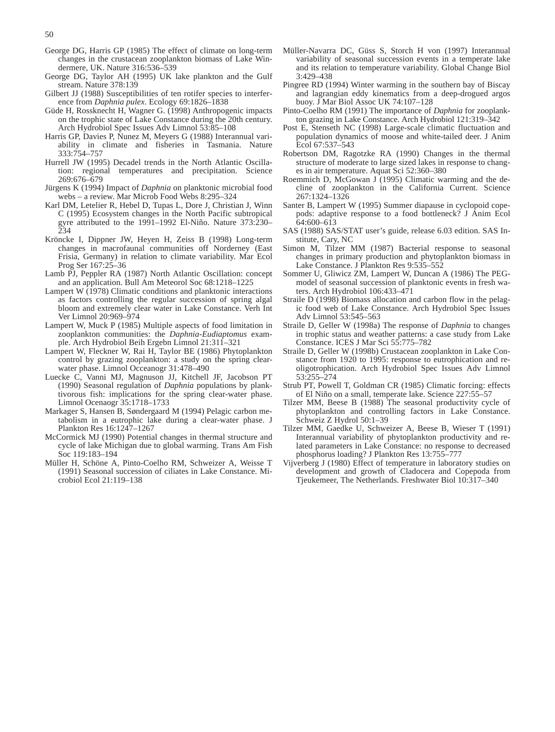George DG, Harris GP (1985) The effect of climate on long-term changes in the crustacean zooplankton biomass of Lake Windermere, UK. Nature 316:536–539

George DG, Taylor AH (1995) UK lake plankton and the Gulf stream. Nature 378:139

Gilbert JJ (1988) Susceptibilities of ten rotifer species to interference from *Daphnia pulex*. Ecology 69:1826–1838

Güde H, Rossknecht H, Wagner G. (1998) Anthropogenic impacts on the trophic state of Lake Constance during the 20th century. Arch Hydrobiol Spec Issues Adv Limnol 53:85–108

Harris GP, Davies P, Nunez M, Meyers G (1988) Interannual variability in climate and fisheries in Tasmania. Nature 333:754–757

Hurrell JW (1995) Decadel trends in the North Atlantic Oscillation: regional temperatures and precipitation. Science 269:676–679

Jürgens K (1994) Impact of *Daphnia* on planktonic microbial food webs – a review. Mar Microb Food Webs 8:295–324

Karl DM, Letelier R, Hebel D, Tupas L, Dore J, Christian J, Winn C (1995) Ecosystem changes in the North Pacific subtropical gyre attributed to the 1991–1992 El-Niño. Nature 373:230–234

Kröncke I, Dippner JW, Heyen H, Zeiss B (1998) Long-term changes in macrofaunal communities off Norderney (East Frisia, Germany) in relation to climate variability. Mar Ecol Prog Ser 167:25–36

Lamb PJ, Peppler RA (1987) North Atlantic Oscillation: concept and an application. Bull Am Meteorol Soc 68:1218–1225

Lampert W (1978) Climatic conditions and planktonic interactions as factors controlling the regular succession of spring algal bloom and extremely clear water in Lake Constance. Verh Int Ver Limnol 20:969–974

Lampert W, Muck P (1985) Multiple aspects of food limitation in zooplankton communities: the *Daphnia-Eudiaptomus* example. Arch Hydrobiol Beih Ergebn Limnol 21:311–321

Lampert W, Fleckner W, Rai H, Taylor BE (1986) Phytoplankton control by grazing zooplankton: a study on the spring clearwater phase. Limnol Occeanogr 31:478–490

Luecke C, Vanni MJ, Magnuson JJ, Kitchell JF, Jacobson PT (1990) Seasonal regulation of *Daphnia* populations by planktivorous fish: implications for the spring clear-water phase. Limnol Ocenaogr 35:1718–1733

Markager S, Hansen B, Søndergaard M (1994) Pelagic carbon metabolism in a eutrophic lake during a clear-water phase. J Plankton Res 16:1247–1267

McCormick MJ (1990) Potential changes in thermal structure and cycle of lake Michigan due to global warming. Trans Am Fish Soc 119:183–194

Müller H, Schöne A, Pinto-Coelho RM, Schweizer A, Weisse T (1991) Seasonal succession of ciliates in Lake Constance. Microbiol Ecol 21:119–138

Müller-Navarra DC, Güss S, Storch H von (1997) Interannual variability of seasonal succession events in a temperate lake and its relation to temperature variability. Global Change Biol 3:429–438

Pingree RD (1994) Winter warming in the southern bay of Biscay and lagrangian eddy kinematics from a deep-drogued argos buoy. J Mar Biol Assoc UK 74:107–128

Pinto-Coelho RM (1991) The importance of *Daphnia* for zooplankton grazing in Lake Constance. Arch Hydrobiol 121:319–342

Post E, Stenseth NC (1998) Large-scale climatic fluctuation and population dynamics of moose and white-tailed deer. J Anim Ecol 67:537–543

Robertson DM, Ragotzke RA (1990) Changes in the thermal structure of moderate to large sized lakes in response to changes in air temperature. Aquat Sci 52:360–380

Roemmich D, McGowan J (1995) Climatic warming and the decline of zooplankton in the California Current. Science 267:1324–1326

Santer B, Lampert W (1995) Summer diapause in cyclopoid copepods: adaptive response to a food bottleneck? J Anim Ecol 64:600–613

SAS (1988) SAS/STAT user's guide, release 6.03 edition. SAS Institute, Cary, NC

Simon M, Tilzer MM (1987) Bacterial response to seasonal changes in primary production and phytoplankton biomass in Lake Constance. J Plankton Res 9:535–552

Sommer U, Gliwicz ZM, Lampert W, Duncan A (1986) The PEG-model of seasonal succession of planktonic events in fresh waters. Arch Hydrobiol 106:433–471

Straile D (1998) Biomass allocation and carbon flow in the pelagic food web of Lake Constance. Arch Hydrobiol Spec Issues Adv Limnol 53:545–563

Straile D, Geller W (1998a) The response of *Daphnia* to changes in trophic status and weather patterns: a case study from Lake Constance. ICES J Mar Sci 55:775–782

Straile D, Geller W (1998b) Crustacean zooplankton in Lake Constance from 1920 to 1995: response to eutrophication and reoligotrophication. Arch Hydrobiol Spec Issues Adv Limnol 53:255–274

Strub PT, Powell T, Goldman CR (1985) Climatic forcing: effects of El Niño on a small, temperate lake. Science 227:55–57

Tilzer MM, Beese B (1988) The seasonal productivity cycle of phytoplankton and controlling factors in Lake Constance. Schweiz Z Hydrol 50:1–39

Tilzer MM, Gaedke U, Schweizer A, Beese B, Wieser T (1991) Interannual variability of phytoplankton productivity and related parameters in Lake Constance: no response to decreased phosphorus loading? J Plankton Res 13:755–777

Vijverberg J (1980) Effect of temperature in laboratory studies on development and growth of Cladocera and Copepoda from Tjeukemeer, The Netherlands. Freshwater Biol 10:317–340